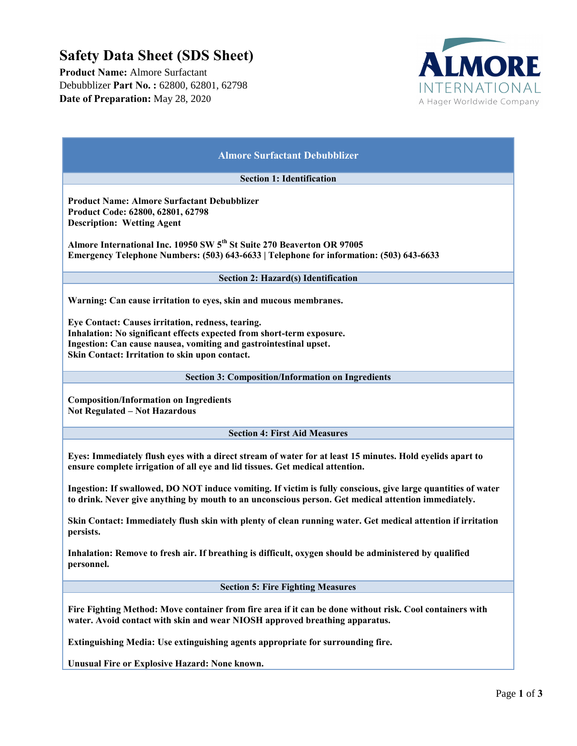# Safety Data Sheet (SDS Sheet)

**Product Name:** Almore Surfactant Debubblizer **Part No. :** 62800, 62801, 62798
**Date of Preparation:** May 28, 2020

ALMORE INTERNATIONAL
A Hager Worldwide Company

## Almore Surfactant Debubblizer

### Section 1: Identification

**Product Name: Almore Surfactant Debubblizer**
**Product Code: 62800, 62801, 62798**
**Description: Wetting Agent**

**Almore International Inc. 10950 SW 5th St Suite 270 Beaverton OR 97005**
**Emergency Telephone Numbers: (503) 643-6633 | Telephone for information: (503) 643-6633**

### Section 2: Hazard(s) Identification

**Warning: Can cause irritation to eyes, skin and mucous membranes.**

**Eye Contact: Causes irritation, redness, tearing.**
**Inhalation: No significant effects expected from short-term exposure.**
**Ingestion: Can cause nausea, vomiting and gastrointestinal upset.**
**Skin Contact: Irritation to skin upon contact.**

### Section 3: Composition/Information on Ingredients

**Composition/Information on Ingredients**
**Not Regulated – Not Hazardous**

### Section 4: First Aid Measures

**Eyes: Immediately flush eyes with a direct stream of water for at least 15 minutes. Hold eyelids apart to ensure complete irrigation of all eye and lid tissues. Get medical attention.**

**Ingestion: If swallowed, DO NOT induce vomiting. If victim is fully conscious, give large quantities of water to drink. Never give anything by mouth to an unconscious person. Get medical attention immediately.**

**Skin Contact: Immediately flush skin with plenty of clean running water. Get medical attention if irritation persists.**

**Inhalation: Remove to fresh air. If breathing is difficult, oxygen should be administered by qualified personnel.**

### Section 5: Fire Fighting Measures

**Fire Fighting Method: Move container from fire area if it can be done without risk. Cool containers with water. Avoid contact with skin and wear NIOSH approved breathing apparatus.**

**Extinguishing Media: Use extinguishing agents appropriate for surrounding fire.**

**Unusual Fire or Explosive Hazard: None known.**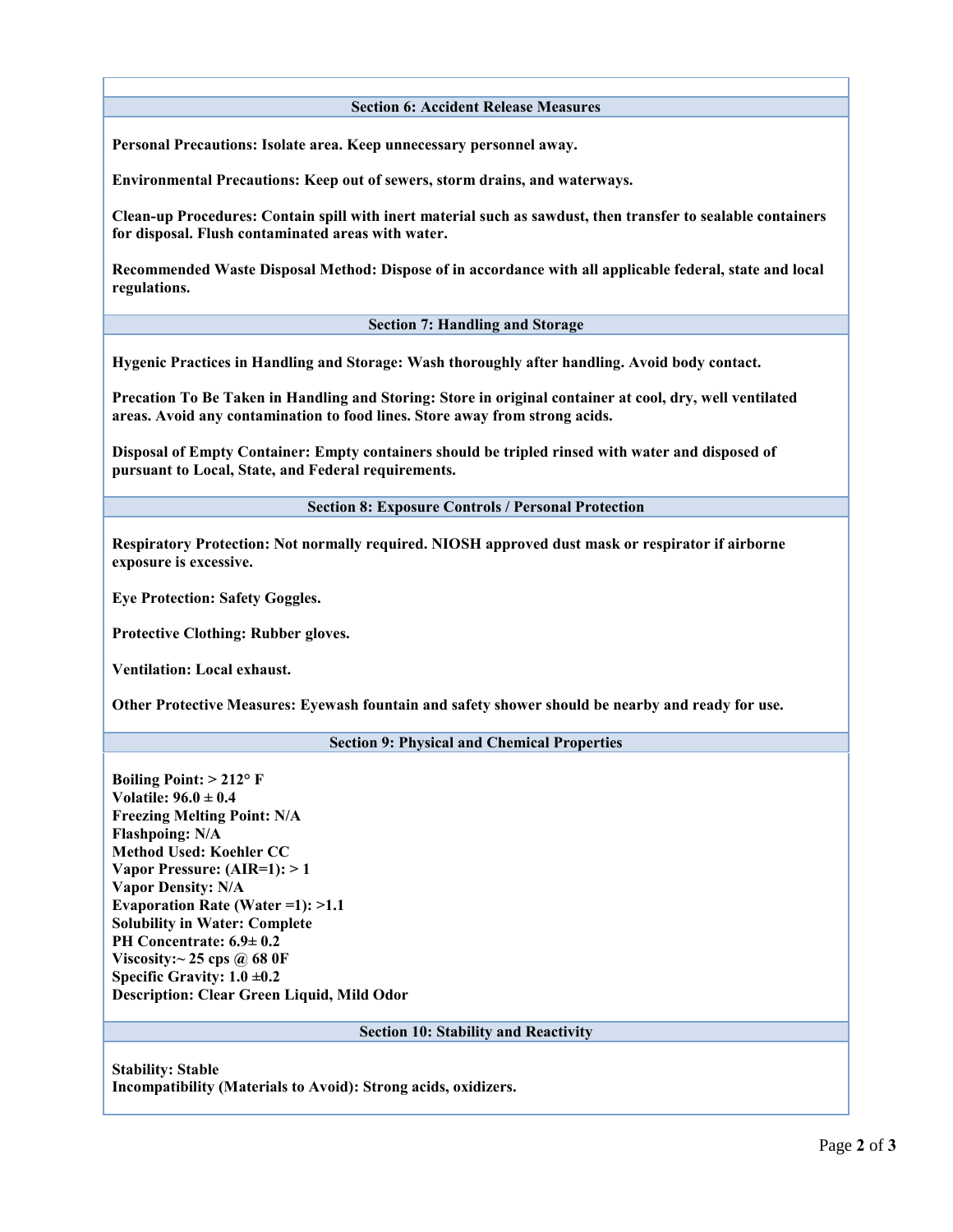## Section 6: Accident Release Measures

**Personal Precautions: Isolate area. Keep unnecessary personnel away.**

**Environmental Precautions: Keep out of sewers, storm drains, and waterways.**

**Clean-up Procedures: Contain spill with inert material such as sawdust, then transfer to sealable containers for disposal. Flush contaminated areas with water.**

**Recommended Waste Disposal Method: Dispose of in accordance with all applicable federal, state and local regulations.**

## Section 7: Handling and Storage

**Hygenic Practices in Handling and Storage: Wash thoroughly after handling. Avoid body contact.**

**Precation To Be Taken in Handling and Storing: Store in original container at cool, dry, well ventilated areas. Avoid any contamination to food lines. Store away from strong acids.**

**Disposal of Empty Container: Empty containers should be tripled rinsed with water and disposed of pursuant to Local, State, and Federal requirements.**

## Section 8: Exposure Controls / Personal Protection

**Respiratory Protection: Not normally required. NIOSH approved dust mask or respirator if airborne exposure is excessive.**

**Eye Protection: Safety Goggles.**

**Protective Clothing: Rubber gloves.**

**Ventilation: Local exhaust.**

**Other Protective Measures: Eyewash fountain and safety shower should be nearby and ready for use.**

## Section 9: Physical and Chemical Properties

**Boiling Point: > 212° F**
**Volatile: 96.0 ± 0.4**
**Freezing Melting Point: N/A**
**Flashpoing: N/A**
**Method Used: Koehler CC**
**Vapor Pressure: (AIR=1): > 1**
**Vapor Density: N/A**
**Evaporation Rate (Water =1): >1.1**
**Solubility in Water: Complete**
**PH Concentrate: 6.9± 0.2**
**Viscosity:~ 25 cps @ 68 0F**
**Specific Gravity: 1.0 ±0.2**
**Description: Clear Green Liquid, Mild Odor**

## Section 10: Stability and Reactivity

**Stability: Stable**
**Incompatibility (Materials to Avoid): Strong acids, oxidizers.**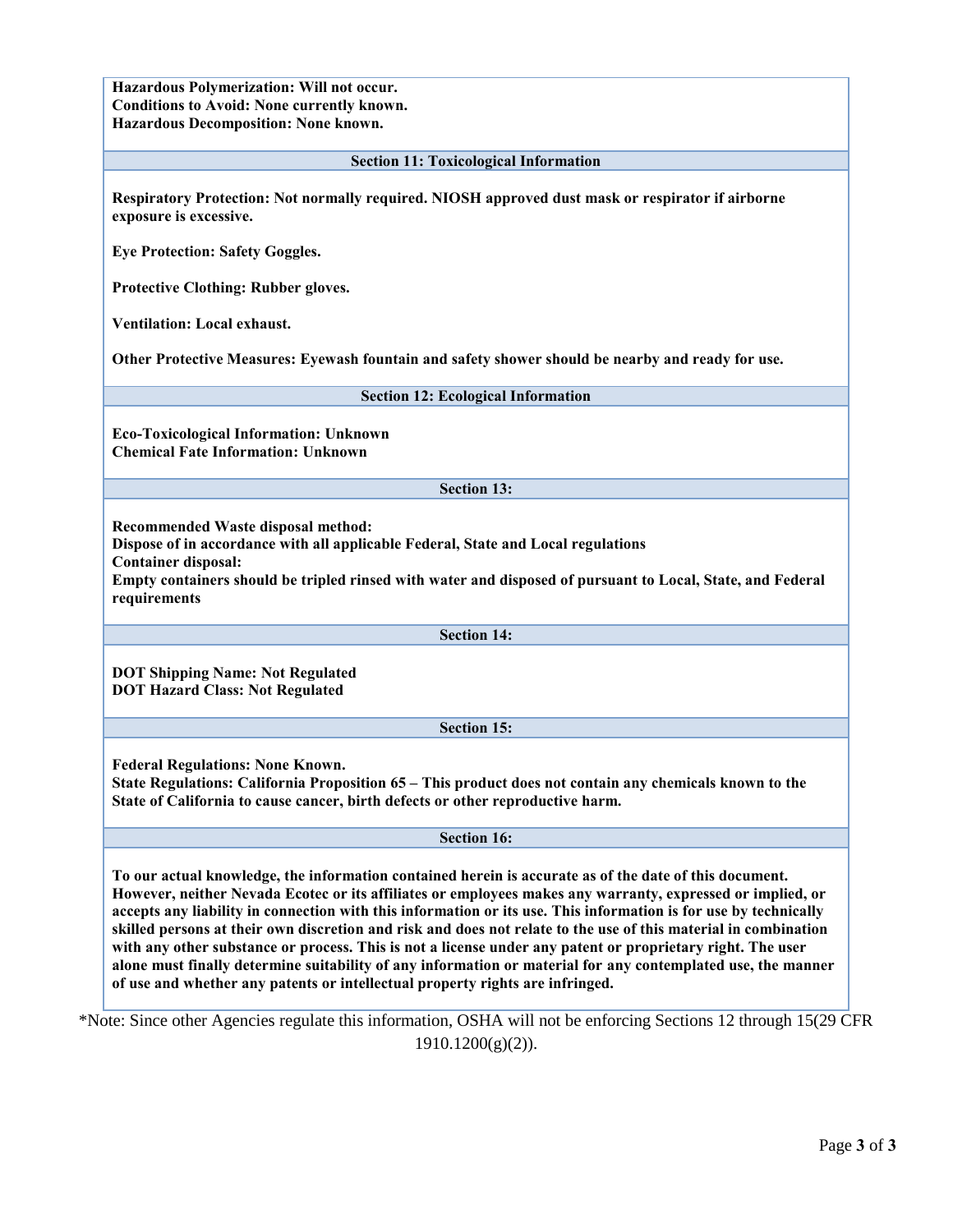**Hazardous Polymerization: Will not occur.**
**Conditions to Avoid: None currently known.**
**Hazardous Decomposition: None known.**

## Section 11: Toxicological Information

**Respiratory Protection: Not normally required. NIOSH approved dust mask or respirator if airborne exposure is excessive.**

**Eye Protection: Safety Goggles.**

**Protective Clothing: Rubber gloves.**

**Ventilation: Local exhaust.**

**Other Protective Measures: Eyewash fountain and safety shower should be nearby and ready for use.**

## Section 12: Ecological Information

**Eco-Toxicological Information: Unknown**
**Chemical Fate Information: Unknown**

## Section 13:

**Recommended Waste disposal method:**
**Dispose of in accordance with all applicable Federal, State and Local regulations**
**Container disposal:**
**Empty containers should be tripled rinsed with water and disposed of pursuant to Local, State, and Federal requirements**

## Section 14:

**DOT Shipping Name: Not Regulated**
**DOT Hazard Class: Not Regulated**

## Section 15:

**Federal Regulations: None Known.**
**State Regulations: California Proposition 65 – This product does not contain any chemicals known to the State of California to cause cancer, birth defects or other reproductive harm.**

## Section 16:

**To our actual knowledge, the information contained herein is accurate as of the date of this document. However, neither Nevada Ecotec or its affiliates or employees makes any warranty, expressed or implied, or accepts any liability in connection with this information or its use. This information is for use by technically skilled persons at their own discretion and risk and does not relate to the use of this material in combination with any other substance or process. This is not a license under any patent or proprietary right. The user alone must finally determine suitability of any information or material for any contemplated use, the manner of use and whether any patents or intellectual property rights are infringed.**

*Note: Since other Agencies regulate this information, OSHA will not be enforcing Sections 12 through 15(29 CFR 1910.1200(g)(2)).